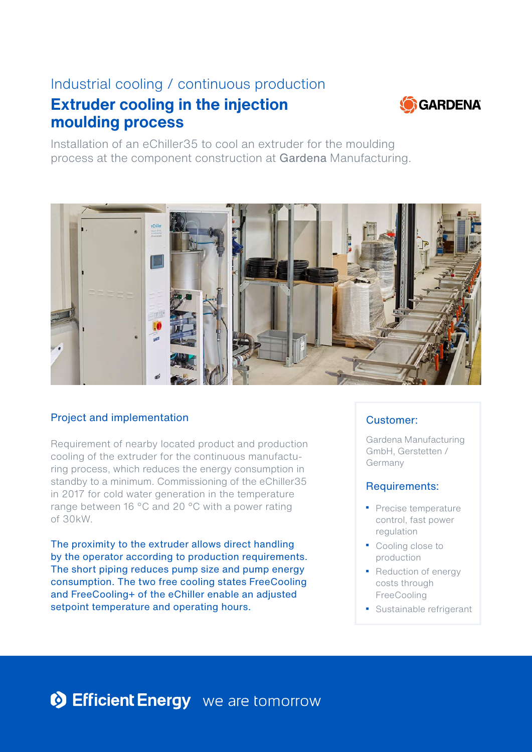Industrial cooling / continuous production

# Extruder cooling in the injection moulding process

Installation of an eChiller35 to cool an extruder for the moulding process at the component construction at Gardena Manufacturing.

## Project and implementation

Requirement of nearby located product and production cooling of the extruder for the continuous manufacturing process, which reduces the energy consumption in standby to a minimum. Commissioning of the eChiller35 in 2017 for cold water generation in the temperature range between 16 °C and 20 °C with a power rating of 30kW.

The proximity to the extruder allows direct handling by the operator according to production requirements. The short piping reduces pump size and pump energy consumption. The two free cooling states FreeCooling and FreeCooling+ of the eChiller enable an adjusted setpoint temperature and operating hours.

### Customer:

Gardena Manufacturing GmbH, Gerstetten / Germany

### Requirements:

- Precise temperature control, fast power regulation
- Cooling close to production
- Reduction of energy costs through FreeCooling
- Sustainable refrigerant

Efficient Energy we are tomorrow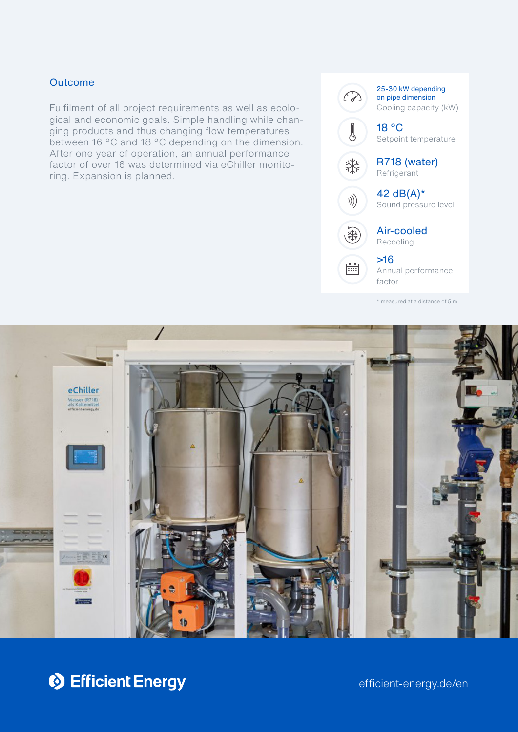## Outcome

Fulfilment of all project requirements as well as ecological and economic goals. Simple handling while changing products and thus changing flow temperatures between 16 °C and 18 °C depending on the dimension. After one year of operation, an annual performance factor of over 16 was determined via eChiller monitoring. Expansion is planned.

**25-30 kW depending on pipe dimension**
Cooling capacity (kW)

**18 °C**
Setpoint temperature

**R718 (water)**
Refrigerant

**42 dB(A)***
Sound pressure level

**Air-cooled**
Recooling

**>16**
Annual performance factor

* measured at a distance of 5 m

Efficient Energy

efficient-energy.de/en